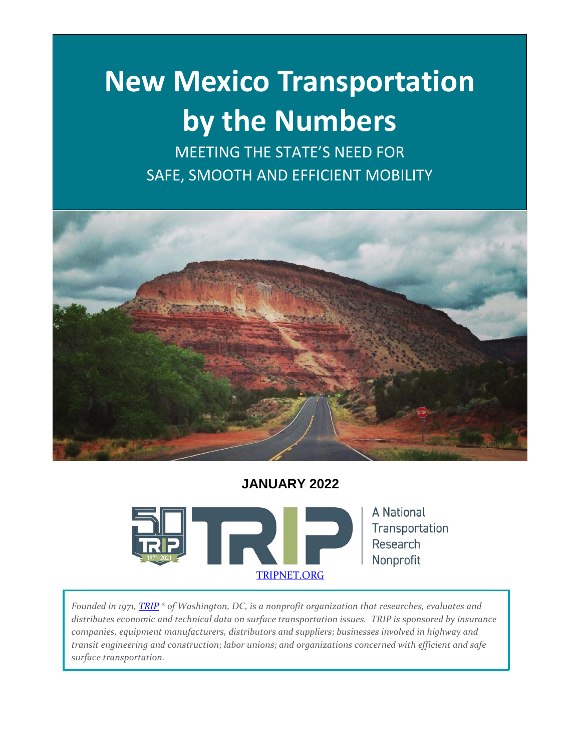# New Mexico Transportation by the Numbers

MEETING THE STATE'S NEED FOR
SAFE, SMOOTH AND EFFICIENT MOBILITY

**JANUARY 2022**

TRIP

A National Transportation Research Nonprofit

TRIPNET.ORG

*Founded in 1971, TRIP ® of Washington, DC, is a nonprofit organization that researches, evaluates and distributes economic and technical data on surface transportation issues. TRIP is sponsored by insurance companies, equipment manufacturers, distributors and suppliers; businesses involved in highway and transit engineering and construction; labor unions; and organizations concerned with efficient and safe surface transportation.*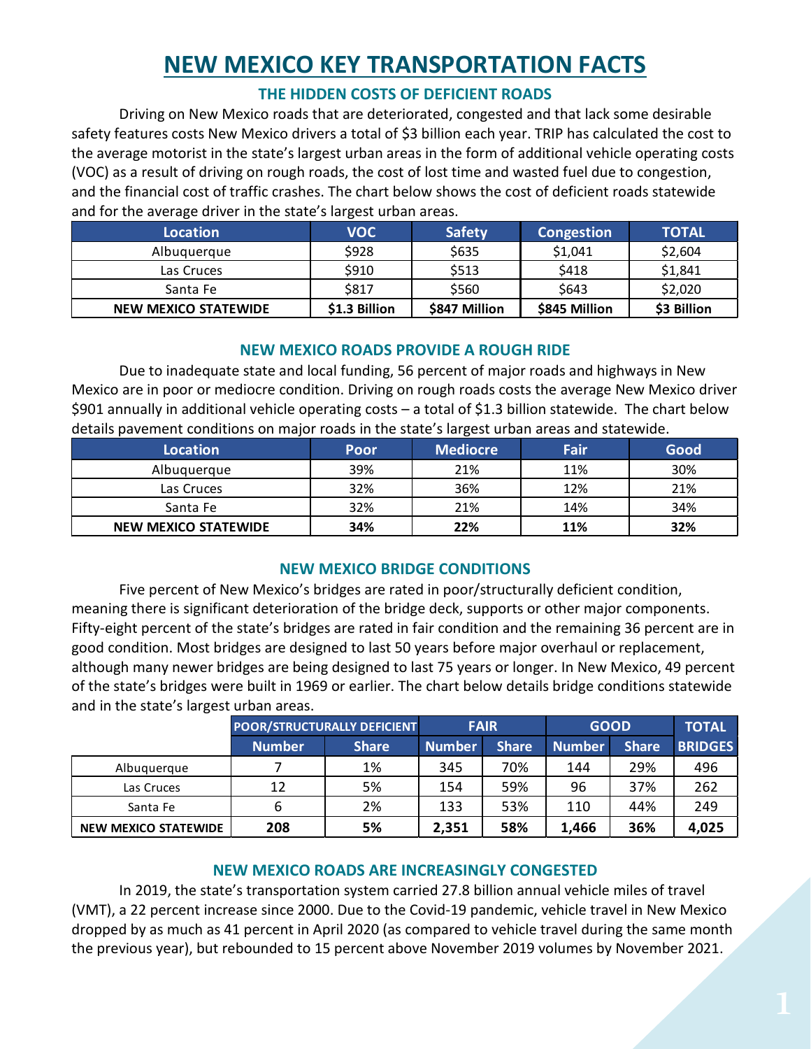# NEW MEXICO KEY TRANSPORTATION FACTS

### THE HIDDEN COSTS OF DEFICIENT ROADS

Driving on New Mexico roads that are deteriorated, congested and that lack some desirable safety features costs New Mexico drivers a total of $3 billion each year. TRIP has calculated the cost to the average motorist in the state's largest urban areas in the form of additional vehicle operating costs (VOC) as a result of driving on rough roads, the cost of lost time and wasted fuel due to congestion, and the financial cost of traffic crashes. The chart below shows the cost of deficient roads statewide and for the average driver in the state's largest urban areas.

| Location | VOC | Safety | Congestion | TOTAL |
|---|---|---|---|---|
| Albuquerque | $928 | $635 | $1,041 | $2,604 |
| Las Cruces | $910 | $513 | $418 | $1,841 |
| Santa Fe | $817 | $560 | $643 | $2,020 |
| **NEW MEXICO STATEWIDE** | **$1.3 Billion** | **$847 Million** | **$845 Million** | **$3 Billion** |

### NEW MEXICO ROADS PROVIDE A ROUGH RIDE

Due to inadequate state and local funding, 56 percent of major roads and highways in New Mexico are in poor or mediocre condition. Driving on rough roads costs the average New Mexico driver $901 annually in additional vehicle operating costs – a total of $1.3 billion statewide. The chart below details pavement conditions on major roads in the state's largest urban areas and statewide.

| Location | Poor | Mediocre | Fair | Good |
|---|---|---|---|---|
| Albuquerque | 39% | 21% | 11% | 30% |
| Las Cruces | 32% | 36% | 12% | 21% |
| Santa Fe | 32% | 21% | 14% | 34% |
| **NEW MEXICO STATEWIDE** | **34%** | **22%** | **11%** | **32%** |

### NEW MEXICO BRIDGE CONDITIONS

Five percent of New Mexico's bridges are rated in poor/structurally deficient condition, meaning there is significant deterioration of the bridge deck, supports or other major components. Fifty-eight percent of the state's bridges are rated in fair condition and the remaining 36 percent are in good condition. Most bridges are designed to last 50 years before major overhaul or replacement, although many newer bridges are being designed to last 75 years or longer. In New Mexico, 49 percent of the state's bridges were built in 1969 or earlier. The chart below details bridge conditions statewide and in the state's largest urban areas.

| | POOR/STRUCTURALLY DEFICIENT | | FAIR | | GOOD | | TOTAL |
|---|---|---|---|---|---|---|---|
| | Number | Share | Number | Share | Number | Share | BRIDGES |
| Albuquerque | 7 | 1% | 345 | 70% | 144 | 29% | 496 |
| Las Cruces | 12 | 5% | 154 | 59% | 96 | 37% | 262 |
| Santa Fe | 6 | 2% | 133 | 53% | 110 | 44% | 249 |
| **NEW MEXICO STATEWIDE** | **208** | **5%** | **2,351** | **58%** | **1,466** | **36%** | **4,025** |

### NEW MEXICO ROADS ARE INCREASINGLY CONGESTED

In 2019, the state's transportation system carried 27.8 billion annual vehicle miles of travel (VMT), a 22 percent increase since 2000. Due to the Covid-19 pandemic, vehicle travel in New Mexico dropped by as much as 41 percent in April 2020 (as compared to vehicle travel during the same month the previous year), but rebounded to 15 percent above November 2019 volumes by November 2021.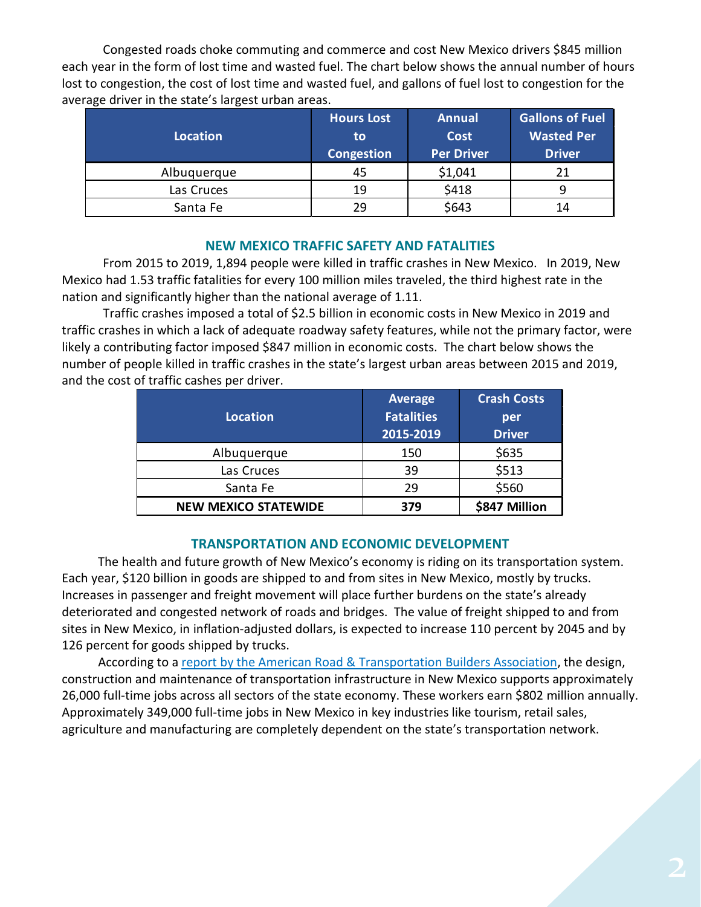Congested roads choke commuting and commerce and cost New Mexico drivers $845 million each year in the form of lost time and wasted fuel. The chart below shows the annual number of hours lost to congestion, the cost of lost time and wasted fuel, and gallons of fuel lost to congestion for the average driver in the state's largest urban areas.

| Location | Hours Lost to Congestion | Annual Cost Per Driver | Gallons of Fuel Wasted Per Driver |
|---|---|---|---|
| Albuquerque | 45 | $1,041 | 21 |
| Las Cruces | 19 | $418 | 9 |
| Santa Fe | 29 | $643 | 14 |

## NEW MEXICO TRAFFIC SAFETY AND FATALITIES

From 2015 to 2019, 1,894 people were killed in traffic crashes in New Mexico. In 2019, New Mexico had 1.53 traffic fatalities for every 100 million miles traveled, the third highest rate in the nation and significantly higher than the national average of 1.11.

Traffic crashes imposed a total of $2.5 billion in economic costs in New Mexico in 2019 and traffic crashes in which a lack of adequate roadway safety features, while not the primary factor, were likely a contributing factor imposed $847 million in economic costs. The chart below shows the number of people killed in traffic crashes in the state's largest urban areas between 2015 and 2019, and the cost of traffic cashes per driver.

| Location | Average Fatalities 2015-2019 | Crash Costs per Driver |
|---|---|---|
| Albuquerque | 150 | $635 |
| Las Cruces | 39 | $513 |
| Santa Fe | 29 | $560 |
| **NEW MEXICO STATEWIDE** | **379** | **$847 Million** |

## TRANSPORTATION AND ECONOMIC DEVELOPMENT

The health and future growth of New Mexico's economy is riding on its transportation system. Each year, $120 billion in goods are shipped to and from sites in New Mexico, mostly by trucks. Increases in passenger and freight movement will place further burdens on the state's already deteriorated and congested network of roads and bridges. The value of freight shipped to and from sites in New Mexico, in inflation-adjusted dollars, is expected to increase 110 percent by 2045 and by 126 percent for goods shipped by trucks.

According to a report by the American Road & Transportation Builders Association, the design, construction and maintenance of transportation infrastructure in New Mexico supports approximately 26,000 full-time jobs across all sectors of the state economy. These workers earn $802 million annually. Approximately 349,000 full-time jobs in New Mexico in key industries like tourism, retail sales, agriculture and manufacturing are completely dependent on the state's transportation network.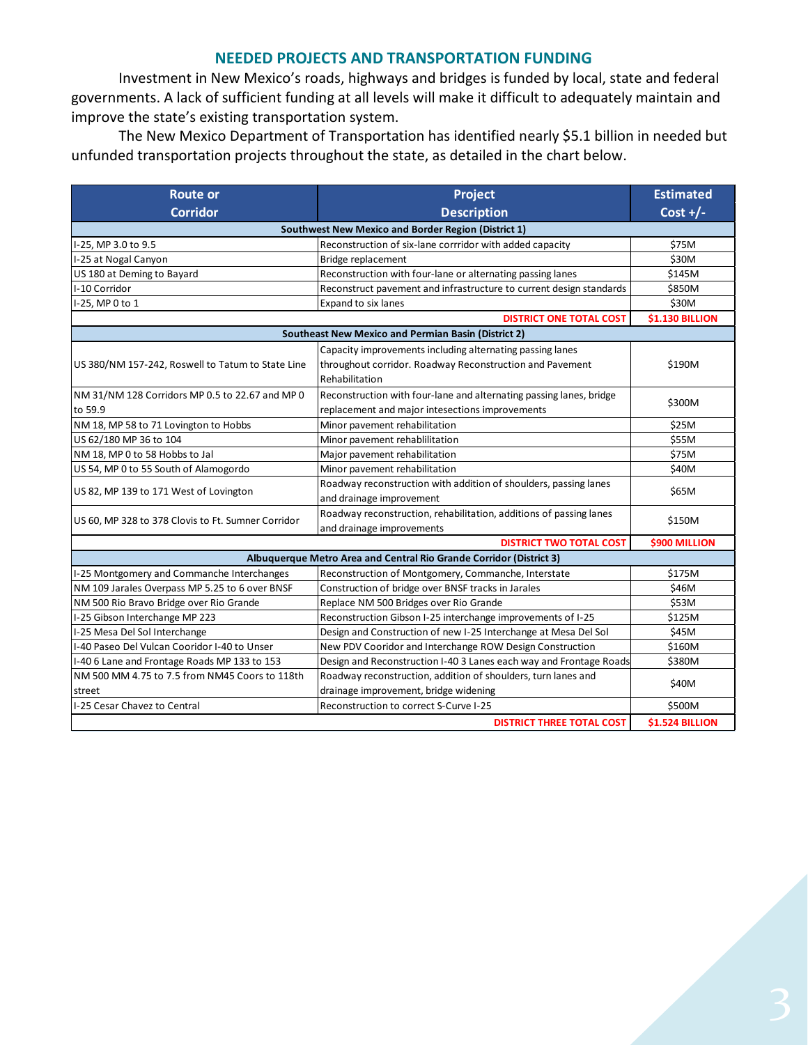## NEEDED PROJECTS AND TRANSPORTATION FUNDING

Investment in New Mexico's roads, highways and bridges is funded by local, state and federal governments. A lack of sufficient funding at all levels will make it difficult to adequately maintain and improve the state's existing transportation system.

The New Mexico Department of Transportation has identified nearly $5.1 billion in needed but unfunded transportation projects throughout the state, as detailed in the chart below.

| Route or Corridor | Project Description | Estimated Cost +/- |
|---|---|---|
| **Southwest New Mexico and Border Region (District 1)** | | |
| I-25, MP 3.0 to 9.5 | Reconstruction of six-lane corrridor with added capacity | $75M |
| I-25 at Nogal Canyon | Bridge replacement | $30M |
| US 180 at Deming to Bayard | Reconstruction with four-lane or alternating passing lanes | $145M |
| I-10 Corridor | Reconstruct pavement and infrastructure to current design standards | $850M |
| I-25, MP 0 to 1 | Expand to six lanes | $30M |
| | **DISTRICT ONE TOTAL COST** | **$1.130 BILLION** |
| **Southeast New Mexico and Permian Basin (District 2)** | | |
| US 380/NM 157-242, Roswell to Tatum to State Line | Capacity improvements including alternating passing lanes throughout corridor. Roadway Reconstruction and Pavement Rehabilitation | $190M |
| NM 31/NM 128 Corridors MP 0.5 to 22.67 and MP 0 to 59.9 | Reconstruction with four-lane and alternating passing lanes, bridge replacement and major intesections improvements | $300M |
| NM 18, MP 58 to 71 Lovington to Hobbs | Minor pavement rehabilitation | $25M |
| US 62/180 MP 36 to 104 | Minor pavement rehablilitation | $55M |
| NM 18, MP 0 to 58 Hobbs to Jal | Major pavement rehabilitation | $75M |
| US 54, MP 0 to 55 South of Alamogordo | Minor pavement rehabilitation | $40M |
| US 82, MP 139 to 171 West of Lovington | Roadway reconstruction with addition of shoulders, passing lanes and drainage improvement | $65M |
| US 60, MP 328 to 378 Clovis to Ft. Sumner Corridor | Roadway reconstruction, rehabilitation, additions of passing lanes and drainage improvements | $150M |
| | **DISTRICT TWO TOTAL COST** | **$900 MILLION** |
| **Albuquerque Metro Area and Central Rio Grande Corridor (District 3)** | | |
| I-25 Montgomery and Commanche Interchanges | Reconstruction of Montgomery, Commanche, Interstate | $175M |
| NM 109 Jarales Overpass MP 5.25 to 6 over BNSF | Construction of bridge over BNSF tracks in Jarales | $46M |
| NM 500 Rio Bravo Bridge over Rio Grande | Replace NM 500 Bridges over Rio Grande | $53M |
| I-25 Gibson Interchange MP 223 | Reconstruction Gibson I-25 interchange improvements of I-25 | $125M |
| I-25 Mesa Del Sol Interchange | Design and Construction of new I-25 Interchange at Mesa Del Sol | $45M |
| I-40 Paseo Del Vulcan Cooridor I-40 to Unser | New PDV Cooridor and Interchange ROW Design Construction | $160M |
| I-40 6 Lane and Frontage Roads MP 133 to 153 | Design and Reconstruction I-40 3 Lanes each way and Frontage Roads | $380M |
| NM 500 MM 4.75 to 7.5 from NM45 Coors to 118th street | Roadway reconstruction, addition of shoulders, turn lanes and drainage improvement, bridge widening | $40M |
| I-25 Cesar Chavez to Central | Reconstruction to correct S-Curve I-25 | $500M |
| | **DISTRICT THREE TOTAL COST** | **$1.524 BILLION** |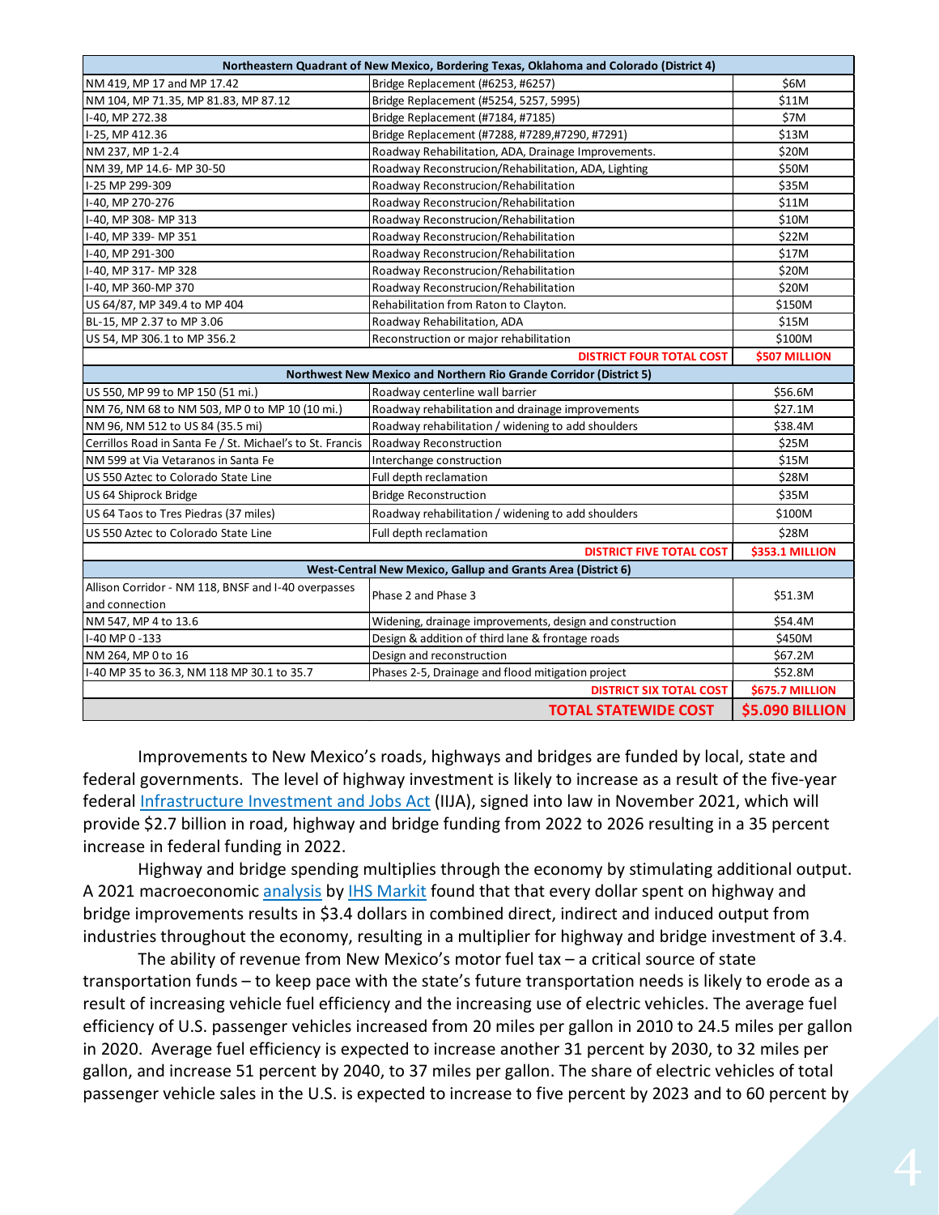| Northeastern Quadrant of New Mexico, Bordering Texas, Oklahoma and Colorado (District 4) | | |
|---|---|---|
| NM 419, MP 17 and MP 17.42 | Bridge Replacement (#6253, #6257) | $6M |
| NM 104, MP 71.35, MP 81.83, MP 87.12 | Bridge Replacement (#5254, 5257, 5995) | $11M |
| I-40, MP 272.38 | Bridge Replacement (#7184, #7185) | $7M |
| I-25, MP 412.36 | Bridge Replacement (#7288, #7289,#7290, #7291) | $13M |
| NM 237, MP 1-2.4 | Roadway Rehabilitation, ADA, Drainage Improvements. | $20M |
| NM 39, MP 14.6- MP 30-50 | Roadway Reconstrucion/Rehabilitation, ADA, Lighting | $50M |
| I-25 MP 299-309 | Roadway Reconstrucion/Rehabilitation | $35M |
| I-40, MP 270-276 | Roadway Reconstrucion/Rehabilitation | $11M |
| I-40, MP 308- MP 313 | Roadway Reconstrucion/Rehabilitation | $10M |
| I-40, MP 339- MP 351 | Roadway Reconstrucion/Rehabilitation | $22M |
| I-40, MP 291-300 | Roadway Reconstrucion/Rehabilitation | $17M |
| I-40, MP 317- MP 328 | Roadway Reconstrucion/Rehabilitation | $20M |
| I-40, MP 360-MP 370 | Roadway Reconstrucion/Rehabilitation | $20M |
| US 64/87, MP 349.4 to MP 404 | Rehabilitation from Raton to Clayton. | $150M |
| BL-15, MP 2.37 to MP 3.06 | Roadway Rehabilitation, ADA | $15M |
| US 54, MP 306.1 to MP 356.2 | Reconstruction or major rehabilitation | $100M |
| | **DISTRICT FOUR TOTAL COST** | **$507 MILLION** |
| **Northwest New Mexico and Northern Rio Grande Corridor (District 5)** | | |
| US 550, MP 99 to MP 150 (51 mi.) | Roadway centerline wall barrier | $56.6M |
| NM 76, NM 68 to NM 503, MP 0 to MP 10 (10 mi.) | Roadway rehabilitation and drainage improvements | $27.1M |
| NM 96, NM 512 to US 84 (35.5 mi) | Roadway rehabilitation / widening to add shoulders | $38.4M |
| Cerrillos Road in Santa Fe / St. Michael's to St. Francis | Roadway Reconstruction | $25M |
| NM 599 at Via Vetaranos in Santa Fe | Interchange construction | $15M |
| US 550 Aztec to Colorado State Line | Full depth reclamation | $28M |
| US 64 Shiprock Bridge | Bridge Reconstruction | $35M |
| US 64 Taos to Tres Piedras (37 miles) | Roadway rehabilitation / widening to add shoulders | $100M |
| US 550 Aztec to Colorado State Line | Full depth reclamation | $28M |
| | **DISTRICT FIVE TOTAL COST** | **$353.1 MILLION** |
| **West-Central New Mexico, Gallup and Grants Area (District 6)** | | |
| Allison Corridor - NM 118, BNSF and I-40 overpasses and connection | Phase 2 and Phase 3 | $51.3M |
| NM 547, MP 4 to 13.6 | Widening, drainage improvements, design and construction | $54.4M |
| I-40 MP 0 -133 | Design & addition of third lane & frontage roads | $450M |
| NM 264, MP 0 to 16 | Design and reconstruction | $67.2M |
| I-40 MP 35 to 36.3, NM 118 MP 30.1 to 35.7 | Phases 2-5, Drainage and flood mitigation project | $52.8M |
| | **DISTRICT SIX TOTAL COST** | **$675.7 MILLION** |
| | **TOTAL STATEWIDE COST** | **$5.090 BILLION** |

Improvements to New Mexico's roads, highways and bridges are funded by local, state and federal governments. The level of highway investment is likely to increase as a result of the five-year federal Infrastructure Investment and Jobs Act (IIJA), signed into law in November 2021, which will provide $2.7 billion in road, highway and bridge funding from 2022 to 2026 resulting in a 35 percent increase in federal funding in 2022.

Highway and bridge spending multiplies through the economy by stimulating additional output. A 2021 macroeconomic analysis by IHS Markit found that that every dollar spent on highway and bridge improvements results in $3.4 dollars in combined direct, indirect and induced output from industries throughout the economy, resulting in a multiplier for highway and bridge investment of 3.4.

The ability of revenue from New Mexico's motor fuel tax – a critical source of state transportation funds – to keep pace with the state's future transportation needs is likely to erode as a result of increasing vehicle fuel efficiency and the increasing use of electric vehicles. The average fuel efficiency of U.S. passenger vehicles increased from 20 miles per gallon in 2010 to 24.5 miles per gallon in 2020. Average fuel efficiency is expected to increase another 31 percent by 2030, to 32 miles per gallon, and increase 51 percent by 2040, to 37 miles per gallon. The share of electric vehicles of total passenger vehicle sales in the U.S. is expected to increase to five percent by 2023 and to 60 percent by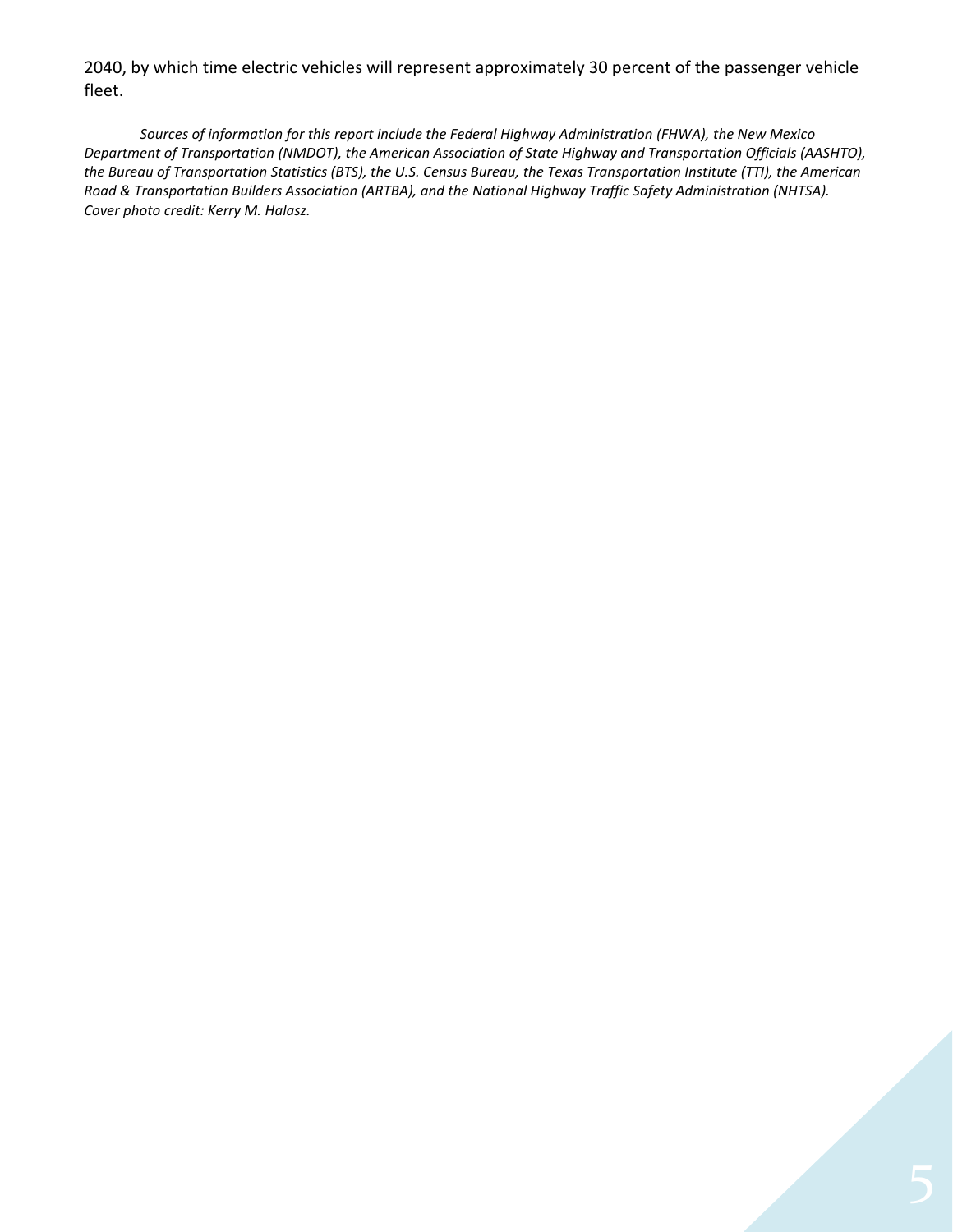2040, by which time electric vehicles will represent approximately 30 percent of the passenger vehicle fleet.

*Sources of information for this report include the Federal Highway Administration (FHWA), the New Mexico Department of Transportation (NMDOT), the American Association of State Highway and Transportation Officials (AASHTO), the Bureau of Transportation Statistics (BTS), the U.S. Census Bureau, the Texas Transportation Institute (TTI), the American Road & Transportation Builders Association (ARTBA), and the National Highway Traffic Safety Administration (NHTSA). Cover photo credit: Kerry M. Halasz.*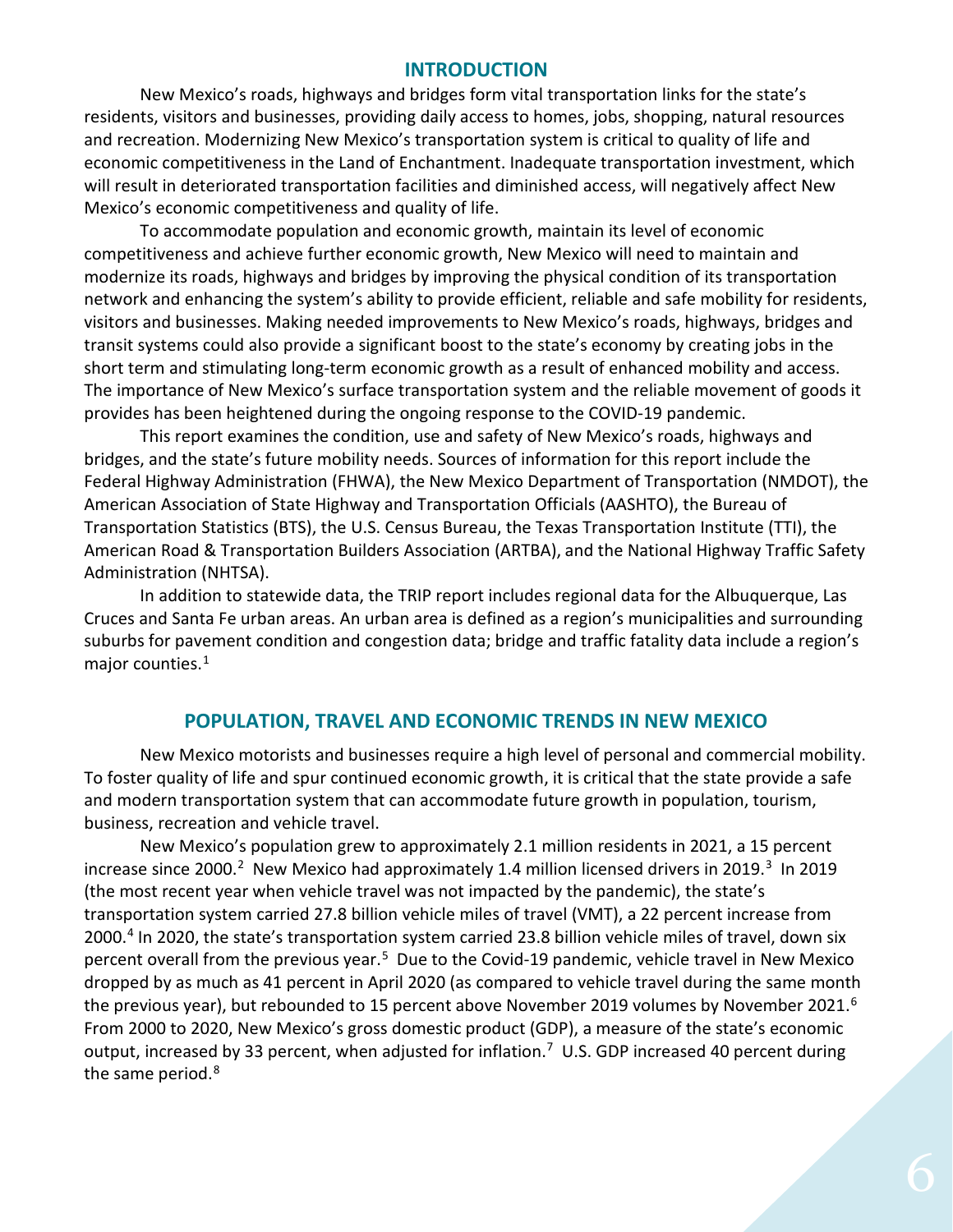## INTRODUCTION

New Mexico's roads, highways and bridges form vital transportation links for the state's residents, visitors and businesses, providing daily access to homes, jobs, shopping, natural resources and recreation. Modernizing New Mexico's transportation system is critical to quality of life and economic competitiveness in the Land of Enchantment. Inadequate transportation investment, which will result in deteriorated transportation facilities and diminished access, will negatively affect New Mexico's economic competitiveness and quality of life.

To accommodate population and economic growth, maintain its level of economic competitiveness and achieve further economic growth, New Mexico will need to maintain and modernize its roads, highways and bridges by improving the physical condition of its transportation network and enhancing the system's ability to provide efficient, reliable and safe mobility for residents, visitors and businesses. Making needed improvements to New Mexico's roads, highways, bridges and transit systems could also provide a significant boost to the state's economy by creating jobs in the short term and stimulating long-term economic growth as a result of enhanced mobility and access. The importance of New Mexico's surface transportation system and the reliable movement of goods it provides has been heightened during the ongoing response to the COVID-19 pandemic.

This report examines the condition, use and safety of New Mexico's roads, highways and bridges, and the state's future mobility needs. Sources of information for this report include the Federal Highway Administration (FHWA), the New Mexico Department of Transportation (NMDOT), the American Association of State Highway and Transportation Officials (AASHTO), the Bureau of Transportation Statistics (BTS), the U.S. Census Bureau, the Texas Transportation Institute (TTI), the American Road & Transportation Builders Association (ARTBA), and the National Highway Traffic Safety Administration (NHTSA).

In addition to statewide data, the TRIP report includes regional data for the Albuquerque, Las Cruces and Santa Fe urban areas. An urban area is defined as a region's municipalities and surrounding suburbs for pavement condition and congestion data; bridge and traffic fatality data include a region's major counties.[1]

## POPULATION, TRAVEL AND ECONOMIC TRENDS IN NEW MEXICO

New Mexico motorists and businesses require a high level of personal and commercial mobility. To foster quality of life and spur continued economic growth, it is critical that the state provide a safe and modern transportation system that can accommodate future growth in population, tourism, business, recreation and vehicle travel.

New Mexico's population grew to approximately 2.1 million residents in 2021, a 15 percent increase since 2000.[2] New Mexico had approximately 1.4 million licensed drivers in 2019.[3] In 2019 (the most recent year when vehicle travel was not impacted by the pandemic), the state's transportation system carried 27.8 billion vehicle miles of travel (VMT), a 22 percent increase from 2000.[4] In 2020, the state's transportation system carried 23.8 billion vehicle miles of travel, down six percent overall from the previous year.[5] Due to the Covid-19 pandemic, vehicle travel in New Mexico dropped by as much as 41 percent in April 2020 (as compared to vehicle travel during the same month the previous year), but rebounded to 15 percent above November 2019 volumes by November 2021.[6] From 2000 to 2020, New Mexico's gross domestic product (GDP), a measure of the state's economic output, increased by 33 percent, when adjusted for inflation.[7] U.S. GDP increased 40 percent during the same period.[8]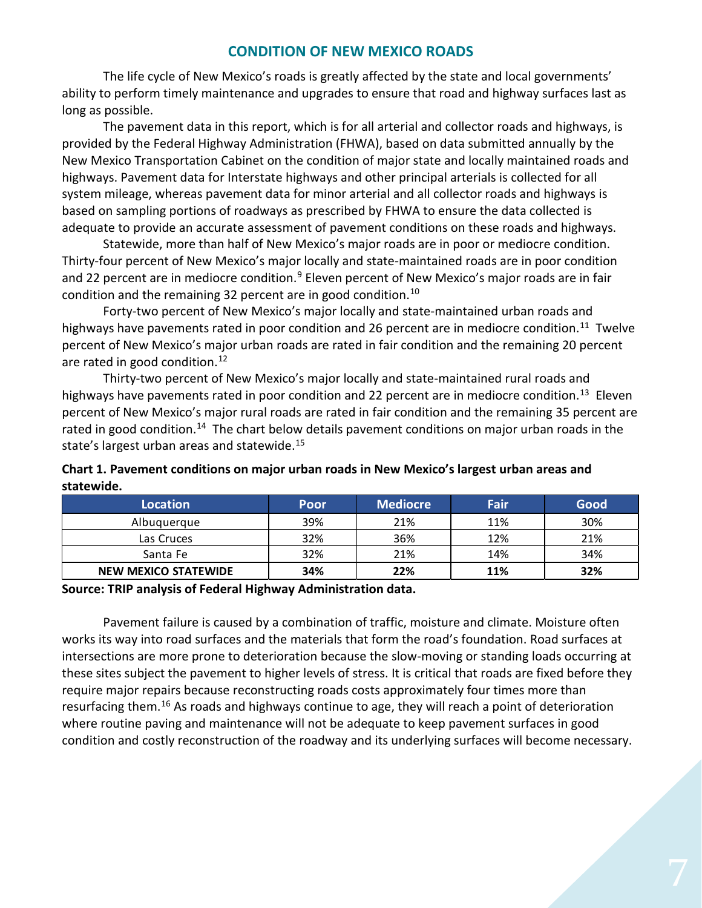## CONDITION OF NEW MEXICO ROADS

The life cycle of New Mexico's roads is greatly affected by the state and local governments' ability to perform timely maintenance and upgrades to ensure that road and highway surfaces last as long as possible.

The pavement data in this report, which is for all arterial and collector roads and highways, is provided by the Federal Highway Administration (FHWA), based on data submitted annually by the New Mexico Transportation Cabinet on the condition of major state and locally maintained roads and highways. Pavement data for Interstate highways and other principal arterials is collected for all system mileage, whereas pavement data for minor arterial and all collector roads and highways is based on sampling portions of roadways as prescribed by FHWA to ensure the data collected is adequate to provide an accurate assessment of pavement conditions on these roads and highways.

Statewide, more than half of New Mexico's major roads are in poor or mediocre condition. Thirty-four percent of New Mexico's major locally and state-maintained roads are in poor condition and 22 percent are in mediocre condition.[9] Eleven percent of New Mexico's major roads are in fair condition and the remaining 32 percent are in good condition.[10]

Forty-two percent of New Mexico's major locally and state-maintained urban roads and highways have pavements rated in poor condition and 26 percent are in mediocre condition.[11] Twelve percent of New Mexico's major urban roads are rated in fair condition and the remaining 20 percent are rated in good condition.[12]

Thirty-two percent of New Mexico's major locally and state-maintained rural roads and highways have pavements rated in poor condition and 22 percent are in mediocre condition.[13] Eleven percent of New Mexico's major rural roads are rated in fair condition and the remaining 35 percent are rated in good condition.[14] The chart below details pavement conditions on major urban roads in the state's largest urban areas and statewide.[15]

**Chart 1. Pavement conditions on major urban roads in New Mexico's largest urban areas and statewide.**

| Location | Poor | Mediocre | Fair | Good |
|---|---|---|---|---|
| Albuquerque | 39% | 21% | 11% | 30% |
| Las Cruces | 32% | 36% | 12% | 21% |
| Santa Fe | 32% | 21% | 14% | 34% |
| **NEW MEXICO STATEWIDE** | **34%** | **22%** | **11%** | **32%** |

**Source: TRIP analysis of Federal Highway Administration data.**

Pavement failure is caused by a combination of traffic, moisture and climate. Moisture often works its way into road surfaces and the materials that form the road's foundation. Road surfaces at intersections are more prone to deterioration because the slow-moving or standing loads occurring at these sites subject the pavement to higher levels of stress. It is critical that roads are fixed before they require major repairs because reconstructing roads costs approximately four times more than resurfacing them.[16] As roads and highways continue to age, they will reach a point of deterioration where routine paving and maintenance will not be adequate to keep pavement surfaces in good condition and costly reconstruction of the roadway and its underlying surfaces will become necessary.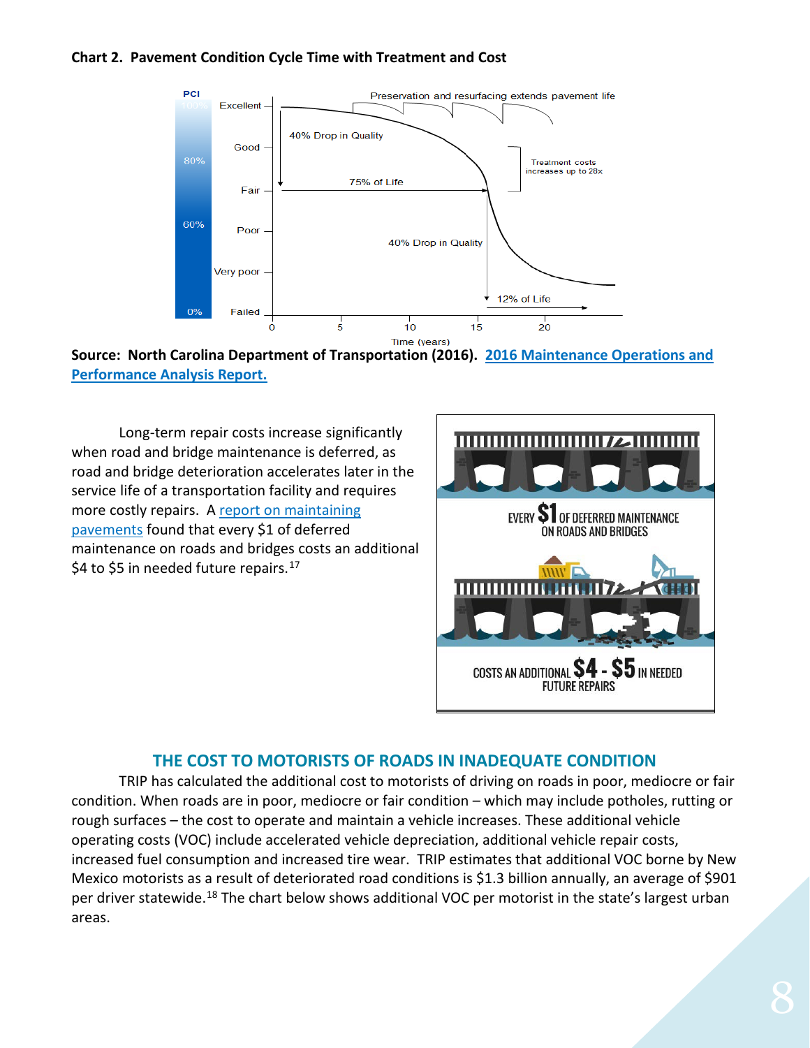**Chart 2. Pavement Condition Cycle Time with Treatment and Cost**

**Source: North Carolina Department of Transportation (2016). [2016 Maintenance Operations and Performance Analysis Report.]()**

Long-term repair costs increase significantly when road and bridge maintenance is deferred, as road and bridge deterioration accelerates later in the service life of a transportation facility and requires more costly repairs. A [report on maintaining pavements]() found that every $1 of deferred maintenance on roads and bridges costs an additional $4 to $5 in needed future repairs.[17]

## THE COST TO MOTORISTS OF ROADS IN INADEQUATE CONDITION

TRIP has calculated the additional cost to motorists of driving on roads in poor, mediocre or fair condition. When roads are in poor, mediocre or fair condition – which may include potholes, rutting or rough surfaces – the cost to operate and maintain a vehicle increases. These additional vehicle operating costs (VOC) include accelerated vehicle depreciation, additional vehicle repair costs, increased fuel consumption and increased tire wear. TRIP estimates that additional VOC borne by New Mexico motorists as a result of deteriorated road conditions is $1.3 billion annually, an average of $901 per driver statewide.[18] The chart below shows additional VOC per motorist in the state's largest urban areas.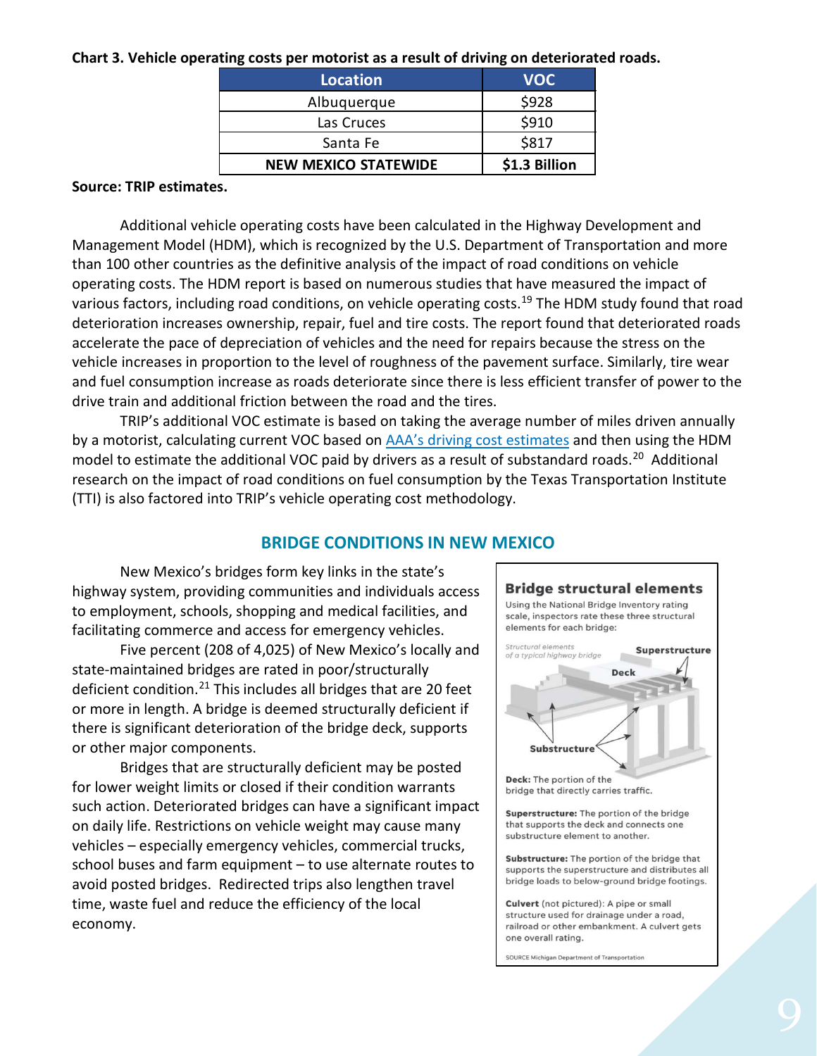**Chart 3. Vehicle operating costs per motorist as a result of driving on deteriorated roads.**

| Location | VOC |
|---|---|
| Albuquerque | $928 |
| Las Cruces | $910 |
| Santa Fe | $817 |
| **NEW MEXICO STATEWIDE** | **$1.3 Billion** |

**Source: TRIP estimates.**

Additional vehicle operating costs have been calculated in the Highway Development and Management Model (HDM), which is recognized by the U.S. Department of Transportation and more than 100 other countries as the definitive analysis of the impact of road conditions on vehicle operating costs. The HDM report is based on numerous studies that have measured the impact of various factors, including road conditions, on vehicle operating costs.[19] The HDM study found that road deterioration increases ownership, repair, fuel and tire costs. The report found that deteriorated roads accelerate the pace of depreciation of vehicles and the need for repairs because the stress on the vehicle increases in proportion to the level of roughness of the pavement surface. Similarly, tire wear and fuel consumption increase as roads deteriorate since there is less efficient transfer of power to the drive train and additional friction between the road and the tires.

TRIP's additional VOC estimate is based on taking the average number of miles driven annually by a motorist, calculating current VOC based on AAA's driving cost estimates and then using the HDM model to estimate the additional VOC paid by drivers as a result of substandard roads.[20] Additional research on the impact of road conditions on fuel consumption by the Texas Transportation Institute (TTI) is also factored into TRIP's vehicle operating cost methodology.

## BRIDGE CONDITIONS IN NEW MEXICO

New Mexico's bridges form key links in the state's highway system, providing communities and individuals access to employment, schools, shopping and medical facilities, and facilitating commerce and access for emergency vehicles.

Five percent (208 of 4,025) of New Mexico's locally and state-maintained bridges are rated in poor/structurally deficient condition.[21] This includes all bridges that are 20 feet or more in length. A bridge is deemed structurally deficient if there is significant deterioration of the bridge deck, supports or other major components.

Bridges that are structurally deficient may be posted for lower weight limits or closed if their condition warrants such action. Deteriorated bridges can have a significant impact on daily life. Restrictions on vehicle weight may cause many vehicles – especially emergency vehicles, commercial trucks, school buses and farm equipment – to use alternate routes to avoid posted bridges. Redirected trips also lengthen travel time, waste fuel and reduce the efficiency of the local economy.

**Bridge structural elements**

Using the National Bridge Inventory rating scale, inspectors rate these three structural elements for each bridge:

*Structural elements of a typical highway bridge*

Superstructure

Deck

Substructure

**Deck:** The portion of the bridge that directly carries traffic.

**Superstructure:** The portion of the bridge that supports the deck and connects one substructure element to another.

**Substructure:** The portion of the bridge that supports the superstructure and distributes all bridge loads to below-ground bridge footings.

**Culvert** (not pictured): A pipe or small structure used for drainage under a road, railroad or other embankment. A culvert gets one overall rating.

SOURCE Michigan Department of Transportation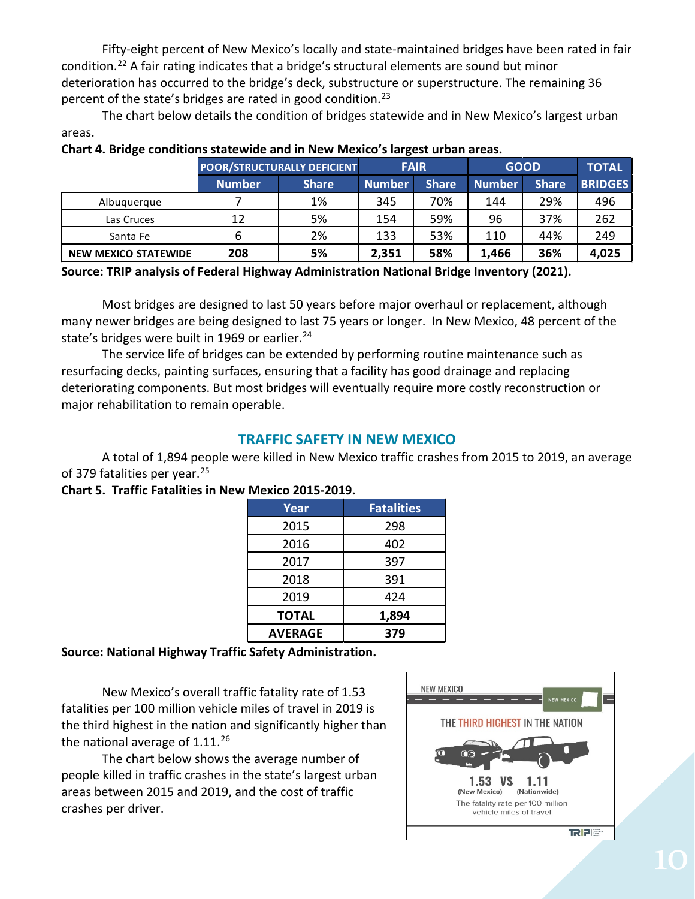Fifty-eight percent of New Mexico's locally and state-maintained bridges have been rated in fair condition.[22] A fair rating indicates that a bridge's structural elements are sound but minor deterioration has occurred to the bridge's deck, substructure or superstructure. The remaining 36 percent of the state's bridges are rated in good condition.[23]

The chart below details the condition of bridges statewide and in New Mexico's largest urban areas.

**Chart 4. Bridge conditions statewide and in New Mexico's largest urban areas.**

| | POOR/STRUCTURALLY DEFICIENT | | FAIR | | GOOD | | TOTAL |
|---|---|---|---|---|---|---|---|
| | Number | Share | Number | Share | Number | Share | BRIDGES |
| Albuquerque | 7 | 1% | 345 | 70% | 144 | 29% | 496 |
| Las Cruces | 12 | 5% | 154 | 59% | 96 | 37% | 262 |
| Santa Fe | 6 | 2% | 133 | 53% | 110 | 44% | 249 |
| **NEW MEXICO STATEWIDE** | **208** | **5%** | **2,351** | **58%** | **1,466** | **36%** | **4,025** |

**Source: TRIP analysis of Federal Highway Administration National Bridge Inventory (2021).**

Most bridges are designed to last 50 years before major overhaul or replacement, although many newer bridges are being designed to last 75 years or longer. In New Mexico, 48 percent of the state's bridges were built in 1969 or earlier.[24]

The service life of bridges can be extended by performing routine maintenance such as resurfacing decks, painting surfaces, ensuring that a facility has good drainage and replacing deteriorating components. But most bridges will eventually require more costly reconstruction or major rehabilitation to remain operable.

## TRAFFIC SAFETY IN NEW MEXICO

A total of 1,894 people were killed in New Mexico traffic crashes from 2015 to 2019, an average of 379 fatalities per year.[25]

**Chart 5. Traffic Fatalities in New Mexico 2015-2019.**

| Year | Fatalities |
|---|---|
| 2015 | 298 |
| 2016 | 402 |
| 2017 | 397 |
| 2018 | 391 |
| 2019 | 424 |
| **TOTAL** | **1,894** |
| **AVERAGE** | **379** |

**Source: National Highway Traffic Safety Administration.**

New Mexico's overall traffic fatality rate of 1.53 fatalities per 100 million vehicle miles of travel in 2019 is the third highest in the nation and significantly higher than the national average of 1.11.[26]

The chart below shows the average number of people killed in traffic crashes in the state's largest urban areas between 2015 and 2019, and the cost of traffic crashes per driver.

NEW MEXICO

THE THIRD HIGHEST IN THE NATION

1.53 VS 1.11
(New Mexico) (Nationwide)
The fatality rate per 100 million vehicle miles of travel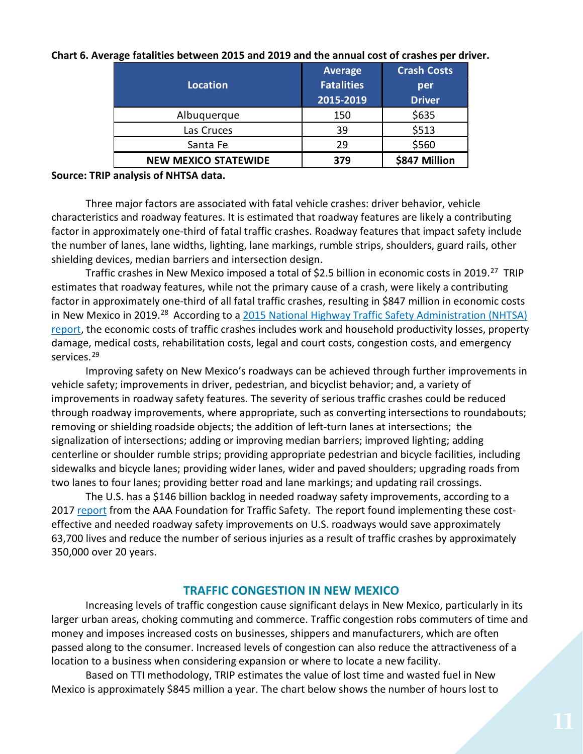**Chart 6. Average fatalities between 2015 and 2019 and the annual cost of crashes per driver.**

| Location | Average Fatalities 2015-2019 | Crash Costs per Driver |
|---|---|---|
| Albuquerque | 150 | $635 |
| Las Cruces | 39 | $513 |
| Santa Fe | 29 | $560 |
| **NEW MEXICO STATEWIDE** | **379** | **$847 Million** |

**Source: TRIP analysis of NHTSA data.**

Three major factors are associated with fatal vehicle crashes: driver behavior, vehicle characteristics and roadway features. It is estimated that roadway features are likely a contributing factor in approximately one-third of fatal traffic crashes. Roadway features that impact safety include the number of lanes, lane widths, lighting, lane markings, rumble strips, shoulders, guard rails, other shielding devices, median barriers and intersection design.

Traffic crashes in New Mexico imposed a total of $2.5 billion in economic costs in 2019.[27] TRIP estimates that roadway features, while not the primary cause of a crash, were likely a contributing factor in approximately one-third of all fatal traffic crashes, resulting in $847 million in economic costs in New Mexico in 2019.[28] According to a 2015 National Highway Traffic Safety Administration (NHTSA) report, the economic costs of traffic crashes includes work and household productivity losses, property damage, medical costs, rehabilitation costs, legal and court costs, congestion costs, and emergency services.[29]

Improving safety on New Mexico's roadways can be achieved through further improvements in vehicle safety; improvements in driver, pedestrian, and bicyclist behavior; and, a variety of improvements in roadway safety features. The severity of serious traffic crashes could be reduced through roadway improvements, where appropriate, such as converting intersections to roundabouts; removing or shielding roadside objects; the addition of left-turn lanes at intersections; the signalization of intersections; adding or improving median barriers; improved lighting; adding centerline or shoulder rumble strips; providing appropriate pedestrian and bicycle facilities, including sidewalks and bicycle lanes; providing wider lanes, wider and paved shoulders; upgrading roads from two lanes to four lanes; providing better road and lane markings; and updating rail crossings.

The U.S. has a $146 billion backlog in needed roadway safety improvements, according to a 2017 report from the AAA Foundation for Traffic Safety. The report found implementing these cost-effective and needed roadway safety improvements on U.S. roadways would save approximately 63,700 lives and reduce the number of serious injuries as a result of traffic crashes by approximately 350,000 over 20 years.

## TRAFFIC CONGESTION IN NEW MEXICO

Increasing levels of traffic congestion cause significant delays in New Mexico, particularly in its larger urban areas, choking commuting and commerce. Traffic congestion robs commuters of time and money and imposes increased costs on businesses, shippers and manufacturers, which are often passed along to the consumer. Increased levels of congestion can also reduce the attractiveness of a location to a business when considering expansion or where to locate a new facility.

Based on TTI methodology, TRIP estimates the value of lost time and wasted fuel in New Mexico is approximately $845 million a year. The chart below shows the number of hours lost to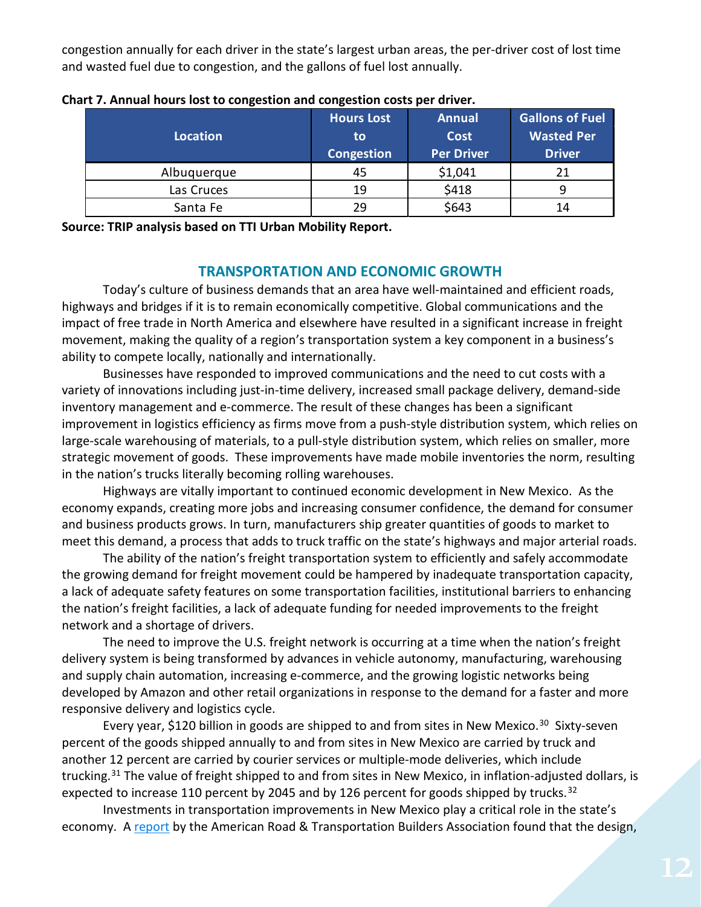congestion annually for each driver in the state's largest urban areas, the per-driver cost of lost time and wasted fuel due to congestion, and the gallons of fuel lost annually.

**Chart 7. Annual hours lost to congestion and congestion costs per driver.**

| Location | Hours Lost to Congestion | Annual Cost Per Driver | Gallons of Fuel Wasted Per Driver |
|---|---|---|---|
| Albuquerque | 45 | $1,041 | 21 |
| Las Cruces | 19 | $418 | 9 |
| Santa Fe | 29 | $643 | 14 |

**Source: TRIP analysis based on TTI Urban Mobility Report.**

## TRANSPORTATION AND ECONOMIC GROWTH

Today's culture of business demands that an area have well-maintained and efficient roads, highways and bridges if it is to remain economically competitive. Global communications and the impact of free trade in North America and elsewhere have resulted in a significant increase in freight movement, making the quality of a region's transportation system a key component in a business's ability to compete locally, nationally and internationally.

Businesses have responded to improved communications and the need to cut costs with a variety of innovations including just-in-time delivery, increased small package delivery, demand-side inventory management and e-commerce. The result of these changes has been a significant improvement in logistics efficiency as firms move from a push-style distribution system, which relies on large-scale warehousing of materials, to a pull-style distribution system, which relies on smaller, more strategic movement of goods. These improvements have made mobile inventories the norm, resulting in the nation's trucks literally becoming rolling warehouses.

Highways are vitally important to continued economic development in New Mexico. As the economy expands, creating more jobs and increasing consumer confidence, the demand for consumer and business products grows. In turn, manufacturers ship greater quantities of goods to market to meet this demand, a process that adds to truck traffic on the state's highways and major arterial roads.

The ability of the nation's freight transportation system to efficiently and safely accommodate the growing demand for freight movement could be hampered by inadequate transportation capacity, a lack of adequate safety features on some transportation facilities, institutional barriers to enhancing the nation's freight facilities, a lack of adequate funding for needed improvements to the freight network and a shortage of drivers.

The need to improve the U.S. freight network is occurring at a time when the nation's freight delivery system is being transformed by advances in vehicle autonomy, manufacturing, warehousing and supply chain automation, increasing e-commerce, and the growing logistic networks being developed by Amazon and other retail organizations in response to the demand for a faster and more responsive delivery and logistics cycle.

Every year, $120 billion in goods are shipped to and from sites in New Mexico.[30] Sixty-seven percent of the goods shipped annually to and from sites in New Mexico are carried by truck and another 12 percent are carried by courier services or multiple-mode deliveries, which include trucking.[31] The value of freight shipped to and from sites in New Mexico, in inflation-adjusted dollars, is expected to increase 110 percent by 2045 and by 126 percent for goods shipped by trucks.[32]

Investments in transportation improvements in New Mexico play a critical role in the state's economy. A report by the American Road & Transportation Builders Association found that the design,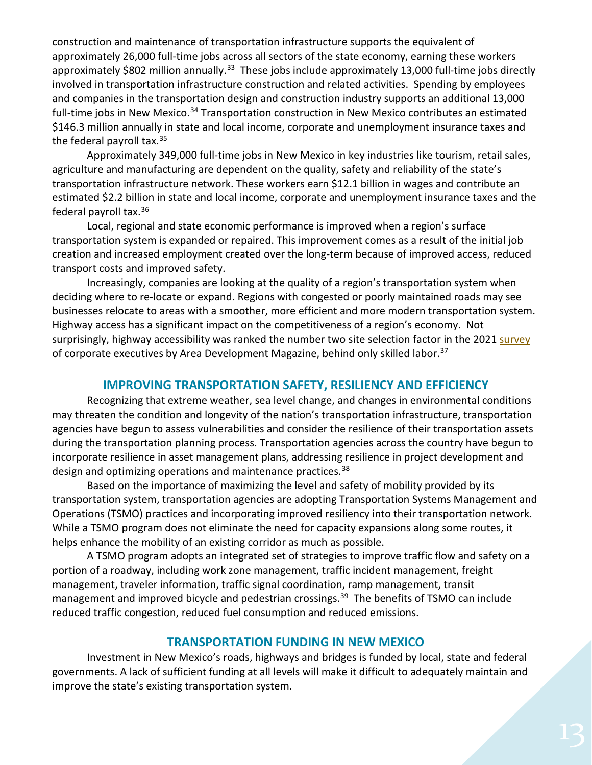construction and maintenance of transportation infrastructure supports the equivalent of approximately 26,000 full-time jobs across all sectors of the state economy, earning these workers approximately $802 million annually.[33] These jobs include approximately 13,000 full-time jobs directly involved in transportation infrastructure construction and related activities. Spending by employees and companies in the transportation design and construction industry supports an additional 13,000 full-time jobs in New Mexico.[34] Transportation construction in New Mexico contributes an estimated $146.3 million annually in state and local income, corporate and unemployment insurance taxes and the federal payroll tax.[35]

Approximately 349,000 full-time jobs in New Mexico in key industries like tourism, retail sales, agriculture and manufacturing are dependent on the quality, safety and reliability of the state's transportation infrastructure network. These workers earn $12.1 billion in wages and contribute an estimated $2.2 billion in state and local income, corporate and unemployment insurance taxes and the federal payroll tax.[36]

Local, regional and state economic performance is improved when a region's surface transportation system is expanded or repaired. This improvement comes as a result of the initial job creation and increased employment created over the long-term because of improved access, reduced transport costs and improved safety.

Increasingly, companies are looking at the quality of a region's transportation system when deciding where to re-locate or expand. Regions with congested or poorly maintained roads may see businesses relocate to areas with a smoother, more efficient and more modern transportation system. Highway access has a significant impact on the competitiveness of a region's economy. Not surprisingly, highway accessibility was ranked the number two site selection factor in the 2021 survey of corporate executives by Area Development Magazine, behind only skilled labor.[37]

## IMPROVING TRANSPORTATION SAFETY, RESILIENCY AND EFFICIENCY

Recognizing that extreme weather, sea level change, and changes in environmental conditions may threaten the condition and longevity of the nation's transportation infrastructure, transportation agencies have begun to assess vulnerabilities and consider the resilience of their transportation assets during the transportation planning process. Transportation agencies across the country have begun to incorporate resilience in asset management plans, addressing resilience in project development and design and optimizing operations and maintenance practices.[38]

Based on the importance of maximizing the level and safety of mobility provided by its transportation system, transportation agencies are adopting Transportation Systems Management and Operations (TSMO) practices and incorporating improved resiliency into their transportation network. While a TSMO program does not eliminate the need for capacity expansions along some routes, it helps enhance the mobility of an existing corridor as much as possible.

A TSMO program adopts an integrated set of strategies to improve traffic flow and safety on a portion of a roadway, including work zone management, traffic incident management, freight management, traveler information, traffic signal coordination, ramp management, transit management and improved bicycle and pedestrian crossings.[39] The benefits of TSMO can include reduced traffic congestion, reduced fuel consumption and reduced emissions.

## TRANSPORTATION FUNDING IN NEW MEXICO

Investment in New Mexico's roads, highways and bridges is funded by local, state and federal governments. A lack of sufficient funding at all levels will make it difficult to adequately maintain and improve the state's existing transportation system.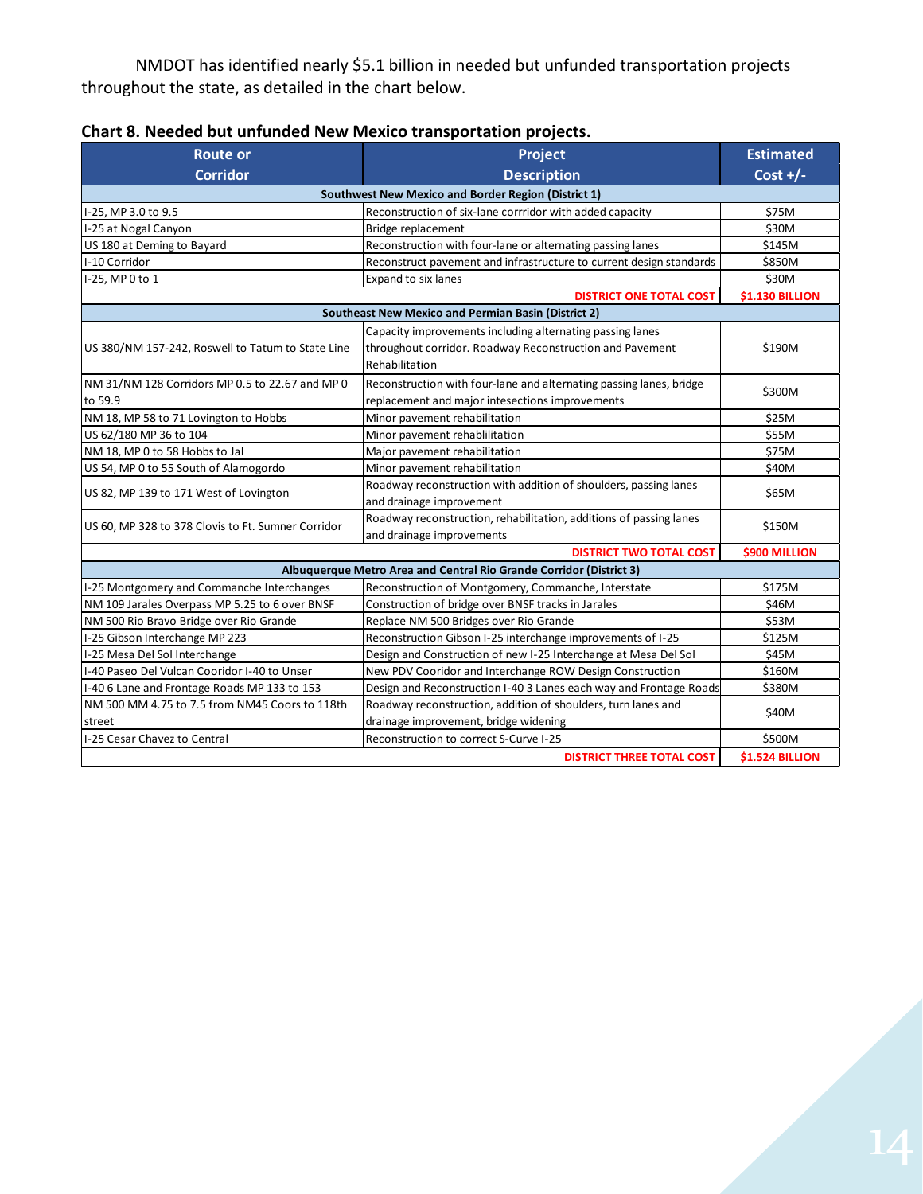NMDOT has identified nearly $5.1 billion in needed but unfunded transportation projects throughout the state, as detailed in the chart below.

**Chart 8. Needed but unfunded New Mexico transportation projects.**

| Route or Corridor | Project Description | Estimated Cost +/- |
|---|---|---|
| **Southwest New Mexico and Border Region (District 1)** | | |
| I-25, MP 3.0 to 9.5 | Reconstruction of six-lane corrridor with added capacity | $75M |
| I-25 at Nogal Canyon | Bridge replacement | $30M |
| US 180 at Deming to Bayard | Reconstruction with four-lane or alternating passing lanes | $145M |
| I-10 Corridor | Reconstruct pavement and infrastructure to current design standards | $850M |
| I-25, MP 0 to 1 | Expand to six lanes | $30M |
| | **DISTRICT ONE TOTAL COST** | **$1.130 BILLION** |
| **Southeast New Mexico and Permian Basin (District 2)** | | |
| US 380/NM 157-242, Roswell to Tatum to State Line | Capacity improvements including alternating passing lanes throughout corridor. Roadway Reconstruction and Pavement Rehabilitation | $190M |
| NM 31/NM 128 Corridors MP 0.5 to 22.67 and MP 0 to 59.9 | Reconstruction with four-lane and alternating passing lanes, bridge replacement and major intesections improvements | $300M |
| NM 18, MP 58 to 71 Lovington to Hobbs | Minor pavement rehabilitation | $25M |
| US 62/180 MP 36 to 104 | Minor pavement rehablilitation | $55M |
| NM 18, MP 0 to 58 Hobbs to Jal | Major pavement rehabilitation | $75M |
| US 54, MP 0 to 55 South of Alamogordo | Minor pavement rehabilitation | $40M |
| US 82, MP 139 to 171 West of Lovington | Roadway reconstruction with addition of shoulders, passing lanes and drainage improvement | $65M |
| US 60, MP 328 to 378 Clovis to Ft. Sumner Corridor | Roadway reconstruction, rehabilitation, additions of passing lanes and drainage improvements | $150M |
| | **DISTRICT TWO TOTAL COST** | **$900 MILLION** |
| **Albuquerque Metro Area and Central Rio Grande Corridor (District 3)** | | |
| I-25 Montgomery and Commanche Interchanges | Reconstruction of Montgomery, Commanche, Interstate | $175M |
| NM 109 Jarales Overpass MP 5.25 to 6 over BNSF | Construction of bridge over BNSF tracks in Jarales | $46M |
| NM 500 Rio Bravo Bridge over Rio Grande | Replace NM 500 Bridges over Rio Grande | $53M |
| I-25 Gibson Interchange MP 223 | Reconstruction Gibson I-25 interchange improvements of I-25 | $125M |
| I-25 Mesa Del Sol Interchange | Design and Construction of new I-25 Interchange at Mesa Del Sol | $45M |
| I-40 Paseo Del Vulcan Cooridor I-40 to Unser | New PDV Cooridor and Interchange ROW Design Construction | $160M |
| I-40 6 Lane and Frontage Roads MP 133 to 153 | Design and Reconstruction I-40 3 Lanes each way and Frontage Roads | $380M |
| NM 500 MM 4.75 to 7.5 from NM45 Coors to 118th street | Roadway reconstruction, addition of shoulders, turn lanes and drainage improvement, bridge widening | $40M |
| I-25 Cesar Chavez to Central | Reconstruction to correct S-Curve I-25 | $500M |
| | **DISTRICT THREE TOTAL COST** | **$1.524 BILLION** |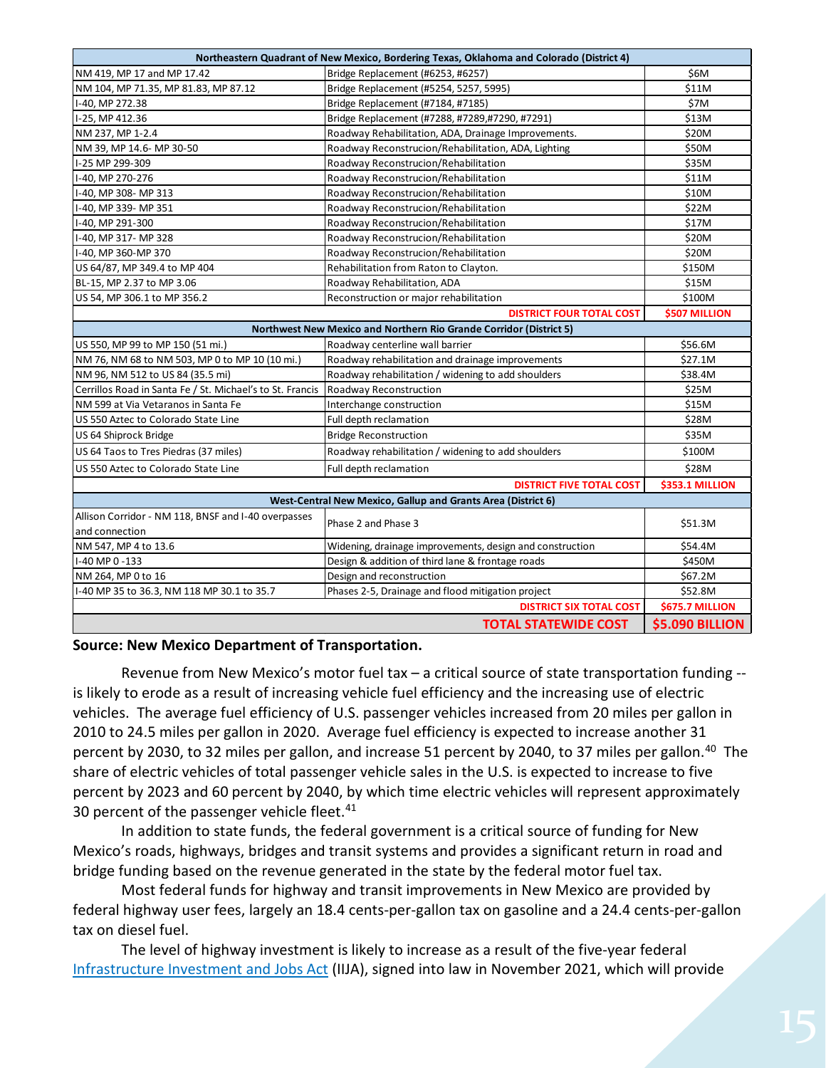| Northeastern Quadrant of New Mexico, Bordering Texas, Oklahoma and Colorado (District 4) | | |
|---|---|---|
| NM 419, MP 17 and MP 17.42 | Bridge Replacement (#6253, #6257) | $6M |
| NM 104, MP 71.35, MP 81.83, MP 87.12 | Bridge Replacement (#5254, 5257, 5995) | $11M |
| I-40, MP 272.38 | Bridge Replacement (#7184, #7185) | $7M |
| I-25, MP 412.36 | Bridge Replacement (#7288, #7289,#7290, #7291) | $13M |
| NM 237, MP 1-2.4 | Roadway Rehabilitation, ADA, Drainage Improvements. | $20M |
| NM 39, MP 14.6- MP 30-50 | Roadway Reconstrucion/Rehabilitation, ADA, Lighting | $50M |
| I-25 MP 299-309 | Roadway Reconstrucion/Rehabilitation | $35M |
| I-40, MP 270-276 | Roadway Reconstrucion/Rehabilitation | $11M |
| I-40, MP 308- MP 313 | Roadway Reconstrucion/Rehabilitation | $10M |
| I-40, MP 339- MP 351 | Roadway Reconstrucion/Rehabilitation | $22M |
| I-40, MP 291-300 | Roadway Reconstrucion/Rehabilitation | $17M |
| I-40, MP 317- MP 328 | Roadway Reconstrucion/Rehabilitation | $20M |
| I-40, MP 360-MP 370 | Roadway Reconstrucion/Rehabilitation | $20M |
| US 64/87, MP 349.4 to MP 404 | Rehabilitation from Raton to Clayton. | $150M |
| BL-15, MP 2.37 to MP 3.06 | Roadway Rehabilitation, ADA | $15M |
| US 54, MP 306.1 to MP 356.2 | Reconstruction or major rehabilitation | $100M |
| | **DISTRICT FOUR TOTAL COST** | **$507 MILLION** |
| **Northwest New Mexico and Northern Rio Grande Corridor (District 5)** | | |
| US 550, MP 99 to MP 150 (51 mi.) | Roadway centerline wall barrier | $56.6M |
| NM 76, NM 68 to NM 503, MP 0 to MP 10 (10 mi.) | Roadway rehabilitation and drainage improvements | $27.1M |
| NM 96, NM 512 to US 84 (35.5 mi) | Roadway rehabilitation / widening to add shoulders | $38.4M |
| Cerrillos Road in Santa Fe / St. Michael's to St. Francis | Roadway Reconstruction | $25M |
| NM 599 at Via Vetaranos in Santa Fe | Interchange construction | $15M |
| US 550 Aztec to Colorado State Line | Full depth reclamation | $28M |
| US 64 Shiprock Bridge | Bridge Reconstruction | $35M |
| US 64 Taos to Tres Piedras (37 miles) | Roadway rehabilitation / widening to add shoulders | $100M |
| US 550 Aztec to Colorado State Line | Full depth reclamation | $28M |
| | **DISTRICT FIVE TOTAL COST** | **$353.1 MILLION** |
| **West-Central New Mexico, Gallup and Grants Area (District 6)** | | |
| Allison Corridor - NM 118, BNSF and I-40 overpasses and connection | Phase 2 and Phase 3 | $51.3M |
| NM 547, MP 4 to 13.6 | Widening, drainage improvements, design and construction | $54.4M |
| I-40 MP 0 -133 | Design & addition of third lane & frontage roads | $450M |
| NM 264, MP 0 to 16 | Design and reconstruction | $67.2M |
| I-40 MP 35 to 36.3, NM 118 MP 30.1 to 35.7 | Phases 2-5, Drainage and flood mitigation project | $52.8M |
| | **DISTRICT SIX TOTAL COST** | **$675.7 MILLION** |
| | **TOTAL STATEWIDE COST** | **$5.090 BILLION** |

**Source: New Mexico Department of Transportation.**

Revenue from New Mexico's motor fuel tax – a critical source of state transportation funding -- is likely to erode as a result of increasing vehicle fuel efficiency and the increasing use of electric vehicles. The average fuel efficiency of U.S. passenger vehicles increased from 20 miles per gallon in 2010 to 24.5 miles per gallon in 2020. Average fuel efficiency is expected to increase another 31 percent by 2030, to 32 miles per gallon, and increase 51 percent by 2040, to 37 miles per gallon.[40] The share of electric vehicles of total passenger vehicle sales in the U.S. is expected to increase to five percent by 2023 and 60 percent by 2040, by which time electric vehicles will represent approximately 30 percent of the passenger vehicle fleet.[41]

In addition to state funds, the federal government is a critical source of funding for New Mexico's roads, highways, bridges and transit systems and provides a significant return in road and bridge funding based on the revenue generated in the state by the federal motor fuel tax.

Most federal funds for highway and transit improvements in New Mexico are provided by federal highway user fees, largely an 18.4 cents-per-gallon tax on gasoline and a 24.4 cents-per-gallon tax on diesel fuel.

The level of highway investment is likely to increase as a result of the five-year federal Infrastructure Investment and Jobs Act (IIJA), signed into law in November 2021, which will provide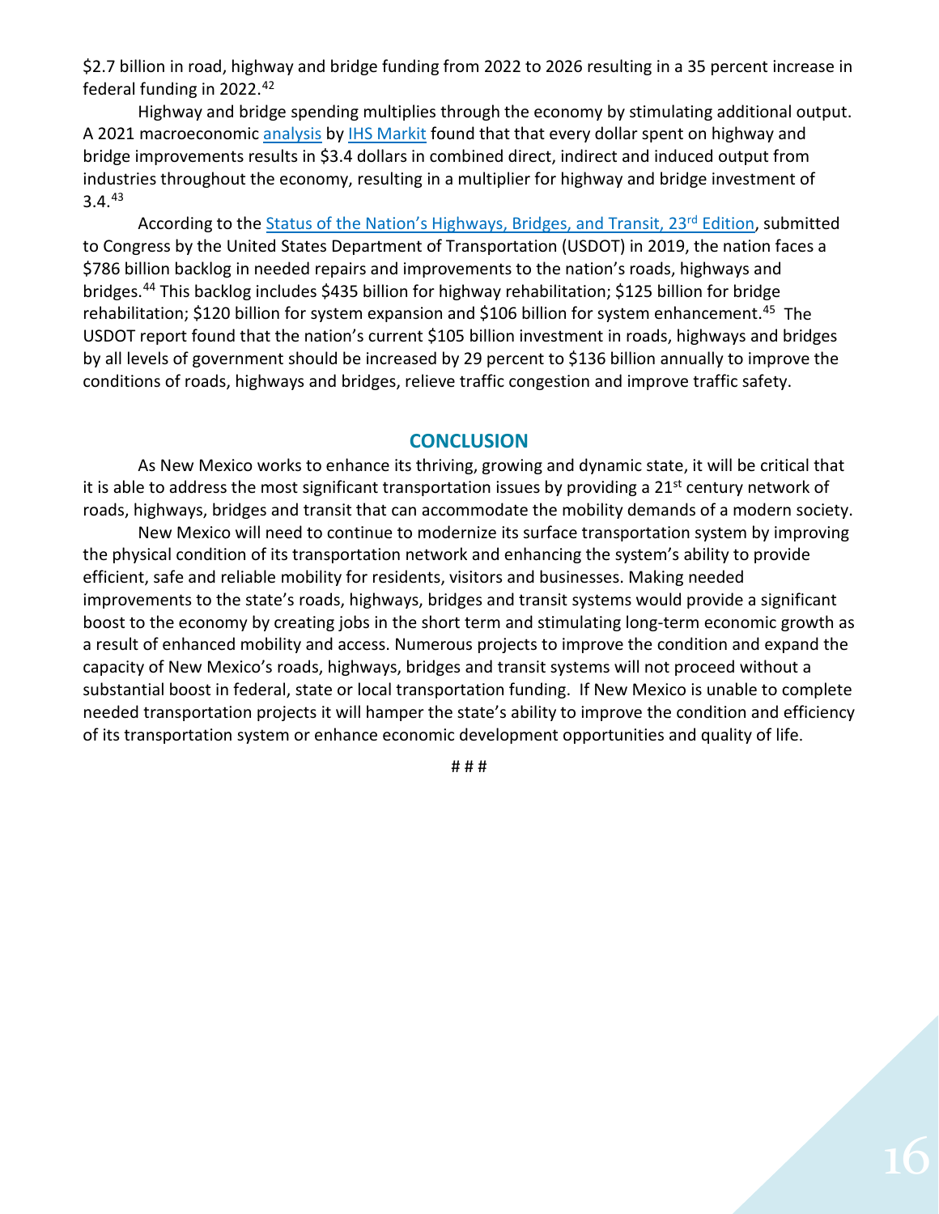$2.7 billion in road, highway and bridge funding from 2022 to 2026 resulting in a 35 percent increase in federal funding in 2022.[42]

Highway and bridge spending multiplies through the economy by stimulating additional output. A 2021 macroeconomic analysis by IHS Markit found that that every dollar spent on highway and bridge improvements results in $3.4 dollars in combined direct, indirect and induced output from industries throughout the economy, resulting in a multiplier for highway and bridge investment of 3.4.[43]

According to the Status of the Nation's Highways, Bridges, and Transit, 23rd Edition, submitted to Congress by the United States Department of Transportation (USDOT) in 2019, the nation faces a $786 billion backlog in needed repairs and improvements to the nation's roads, highways and bridges.[44] This backlog includes $435 billion for highway rehabilitation; $125 billion for bridge rehabilitation; $120 billion for system expansion and $106 billion for system enhancement.[45] The USDOT report found that the nation's current $105 billion investment in roads, highways and bridges by all levels of government should be increased by 29 percent to $136 billion annually to improve the conditions of roads, highways and bridges, relieve traffic congestion and improve traffic safety.

## CONCLUSION

As New Mexico works to enhance its thriving, growing and dynamic state, it will be critical that it is able to address the most significant transportation issues by providing a 21st century network of roads, highways, bridges and transit that can accommodate the mobility demands of a modern society.

New Mexico will need to continue to modernize its surface transportation system by improving the physical condition of its transportation network and enhancing the system's ability to provide efficient, safe and reliable mobility for residents, visitors and businesses. Making needed improvements to the state's roads, highways, bridges and transit systems would provide a significant boost to the economy by creating jobs in the short term and stimulating long-term economic growth as a result of enhanced mobility and access. Numerous projects to improve the condition and expand the capacity of New Mexico's roads, highways, bridges and transit systems will not proceed without a substantial boost in federal, state or local transportation funding. If New Mexico is unable to complete needed transportation projects it will hamper the state's ability to improve the condition and efficiency of its transportation system or enhance economic development opportunities and quality of life.

# # #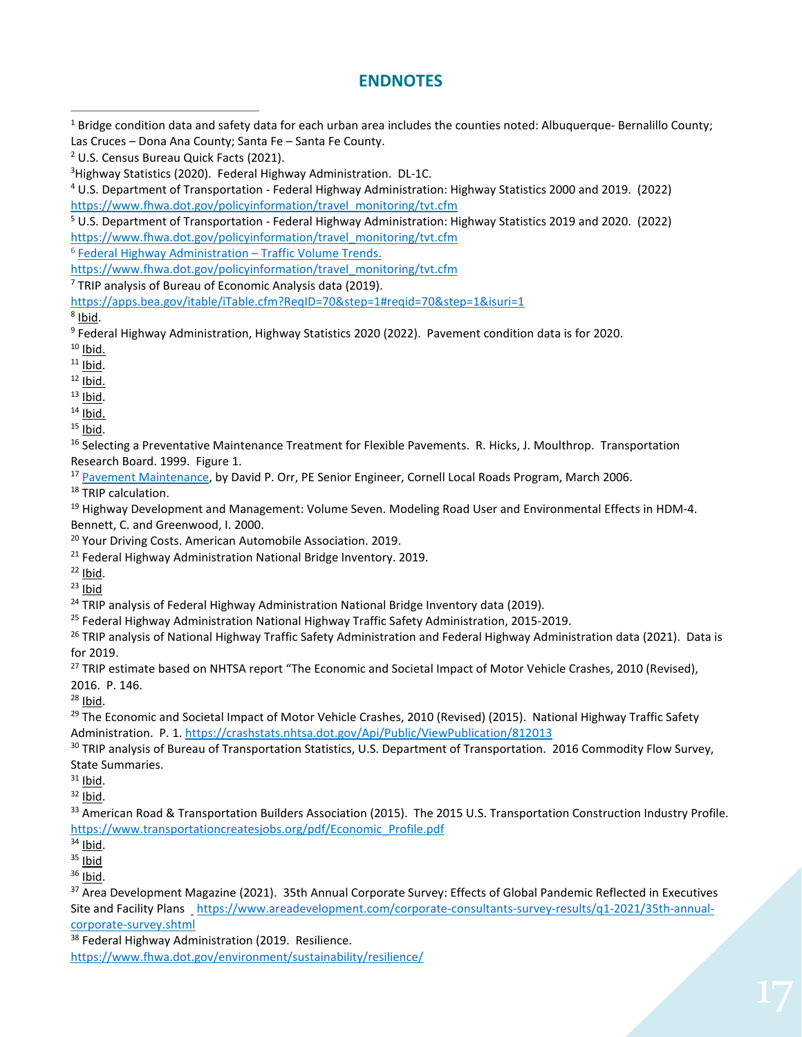## ENDNOTES

[1] Bridge condition data and safety data for each urban area includes the counties noted: Albuquerque- Bernalillo County; Las Cruces – Dona Ana County; Santa Fe – Santa Fe County.

[2] U.S. Census Bureau Quick Facts (2021).

[3] Highway Statistics (2020). Federal Highway Administration. DL-1C.

[4] U.S. Department of Transportation - Federal Highway Administration: Highway Statistics 2000 and 2019. (2022) https://www.fhwa.dot.gov/policyinformation/travel_monitoring/tvt.cfm

[5] U.S. Department of Transportation - Federal Highway Administration: Highway Statistics 2019 and 2020. (2022) https://www.fhwa.dot.gov/policyinformation/travel_monitoring/tvt.cfm

[6] Federal Highway Administration – Traffic Volume Trends. https://www.fhwa.dot.gov/policyinformation/travel_monitoring/tvt.cfm

[7] TRIP analysis of Bureau of Economic Analysis data (2019). https://apps.bea.gov/itable/iTable.cfm?ReqID=70&step=1#reqid=70&step=1&isuri=1

[8] Ibid.

[9] Federal Highway Administration, Highway Statistics 2020 (2022). Pavement condition data is for 2020.

[10] Ibid.

[11] Ibid.

[12] Ibid.

[13] Ibid.

[14] Ibid.

[15] Ibid.

[16] Selecting a Preventative Maintenance Treatment for Flexible Pavements. R. Hicks, J. Moulthrop. Transportation Research Board. 1999. Figure 1.

[17] Pavement Maintenance, by David P. Orr, PE Senior Engineer, Cornell Local Roads Program, March 2006.

[18] TRIP calculation.

[19] Highway Development and Management: Volume Seven. Modeling Road User and Environmental Effects in HDM-4. Bennett, C. and Greenwood, I. 2000.

[20] Your Driving Costs. American Automobile Association. 2019.

[21] Federal Highway Administration National Bridge Inventory. 2019.

[22] Ibid.

[23] Ibid

[24] TRIP analysis of Federal Highway Administration National Bridge Inventory data (2019).

[25] Federal Highway Administration National Highway Traffic Safety Administration, 2015-2019.

[26] TRIP analysis of National Highway Traffic Safety Administration and Federal Highway Administration data (2021). Data is for 2019.

[27] TRIP estimate based on NHTSA report "The Economic and Societal Impact of Motor Vehicle Crashes, 2010 (Revised), 2016. P. 146.

[28] Ibid.

[29] The Economic and Societal Impact of Motor Vehicle Crashes, 2010 (Revised) (2015). National Highway Traffic Safety Administration. P. 1. https://crashstats.nhtsa.dot.gov/Api/Public/ViewPublication/812013

[30] TRIP analysis of Bureau of Transportation Statistics, U.S. Department of Transportation. 2016 Commodity Flow Survey, State Summaries.

[31] Ibid.

[32] Ibid.

[33] American Road & Transportation Builders Association (2015). The 2015 U.S. Transportation Construction Industry Profile. https://www.transportationcreatesjobs.org/pdf/Economic_Profile.pdf

[34] Ibid.

[35] Ibid

[36] Ibid.

[37] Area Development Magazine (2021). 35th Annual Corporate Survey: Effects of Global Pandemic Reflected in Executives Site and Facility Plans https://www.areadevelopment.com/corporate-consultants-survey-results/q1-2021/35th-annual-corporate-survey.shtml

[38] Federal Highway Administration (2019. Resilience. https://www.fhwa.dot.gov/environment/sustainability/resilience/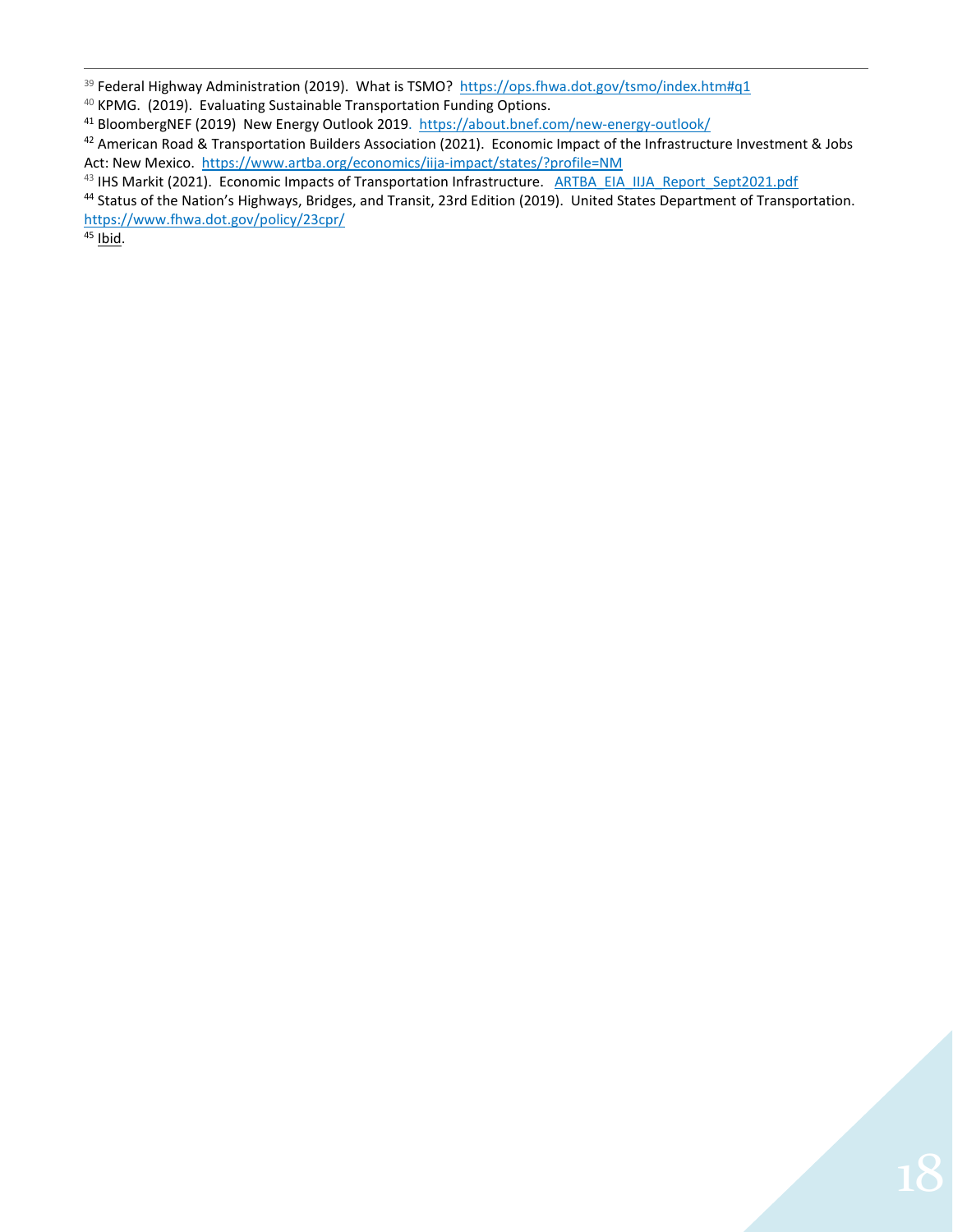[39] Federal Highway Administration (2019). What is TSMO? https://ops.fhwa.dot.gov/tsmo/index.htm#q1

[40] KPMG. (2019). Evaluating Sustainable Transportation Funding Options.

[41] BloombergNEF (2019) New Energy Outlook 2019. https://about.bnef.com/new-energy-outlook/

[42] American Road & Transportation Builders Association (2021). Economic Impact of the Infrastructure Investment & Jobs Act: New Mexico. https://www.artba.org/economics/iija-impact/states/?profile=NM

[43] IHS Markit (2021). Economic Impacts of Transportation Infrastructure. ARTBA_EIA_IIJA_Report_Sept2021.pdf

[44] Status of the Nation's Highways, Bridges, and Transit, 23rd Edition (2019). United States Department of Transportation. https://www.fhwa.dot.gov/policy/23cpr/

[45] Ibid.